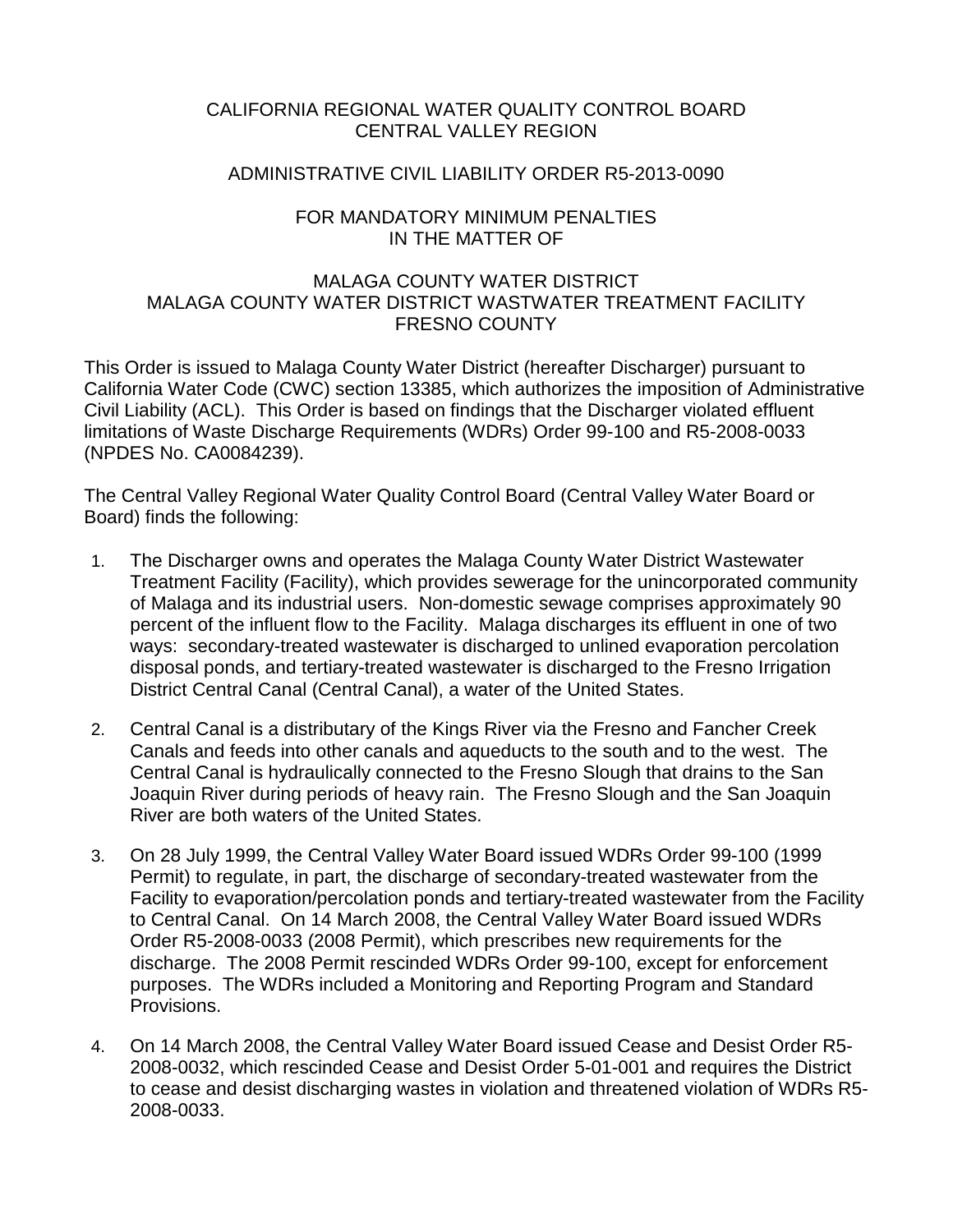CALIFORNIA REGIONAL WATER QUALITY CONTROL BOARD
CENTRAL VALLEY REGION

ADMINISTRATIVE CIVIL LIABILITY ORDER R5-2013-0090

FOR MANDATORY MINIMUM PENALTIES
IN THE MATTER OF

MALAGA COUNTY WATER DISTRICT
MALAGA COUNTY WATER DISTRICT WASTWATER TREATMENT FACILITY
FRESNO COUNTY

This Order is issued to Malaga County Water District (hereafter Discharger) pursuant to California Water Code (CWC) section 13385, which authorizes the imposition of Administrative Civil Liability (ACL). This Order is based on findings that the Discharger violated effluent limitations of Waste Discharge Requirements (WDRs) Order 99-100 and R5-2008-0033 (NPDES No. CA0084239).

The Central Valley Regional Water Quality Control Board (Central Valley Water Board or Board) finds the following:

1. The Discharger owns and operates the Malaga County Water District Wastewater Treatment Facility (Facility), which provides sewerage for the unincorporated community of Malaga and its industrial users. Non-domestic sewage comprises approximately 90 percent of the influent flow to the Facility. Malaga discharges its effluent in one of two ways: secondary-treated wastewater is discharged to unlined evaporation percolation disposal ponds, and tertiary-treated wastewater is discharged to the Fresno Irrigation District Central Canal (Central Canal), a water of the United States.

2. Central Canal is a distributary of the Kings River via the Fresno and Fancher Creek Canals and feeds into other canals and aqueducts to the south and to the west. The Central Canal is hydraulically connected to the Fresno Slough that drains to the San Joaquin River during periods of heavy rain. The Fresno Slough and the San Joaquin River are both waters of the United States.

3. On 28 July 1999, the Central Valley Water Board issued WDRs Order 99-100 (1999 Permit) to regulate, in part, the discharge of secondary-treated wastewater from the Facility to evaporation/percolation ponds and tertiary-treated wastewater from the Facility to Central Canal. On 14 March 2008, the Central Valley Water Board issued WDRs Order R5-2008-0033 (2008 Permit), which prescribes new requirements for the discharge. The 2008 Permit rescinded WDRs Order 99-100, except for enforcement purposes. The WDRs included a Monitoring and Reporting Program and Standard Provisions.

4. On 14 March 2008, the Central Valley Water Board issued Cease and Desist Order R5-2008-0032, which rescinded Cease and Desist Order 5-01-001 and requires the District to cease and desist discharging wastes in violation and threatened violation of WDRs R5-2008-0033.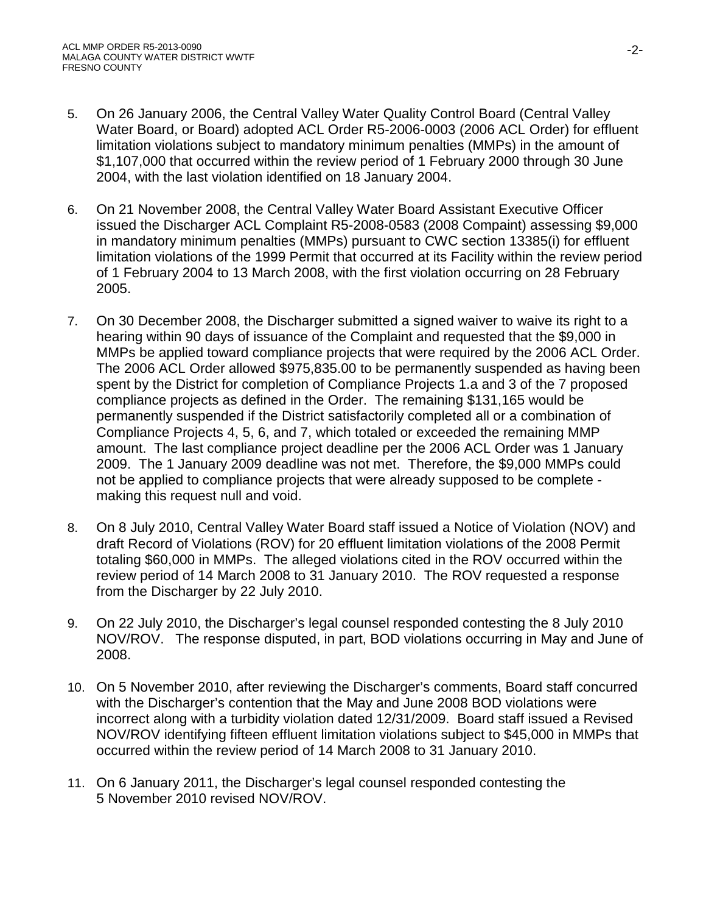5. On 26 January 2006, the Central Valley Water Quality Control Board (Central Valley Water Board, or Board) adopted ACL Order R5-2006-0003 (2006 ACL Order) for effluent limitation violations subject to mandatory minimum penalties (MMPs) in the amount of $1,107,000 that occurred within the review period of 1 February 2000 through 30 June 2004, with the last violation identified on 18 January 2004.

6. On 21 November 2008, the Central Valley Water Board Assistant Executive Officer issued the Discharger ACL Complaint R5-2008-0583 (2008 Compaint) assessing $9,000 in mandatory minimum penalties (MMPs) pursuant to CWC section 13385(i) for effluent limitation violations of the 1999 Permit that occurred at its Facility within the review period of 1 February 2004 to 13 March 2008, with the first violation occurring on 28 February 2005.

7. On 30 December 2008, the Discharger submitted a signed waiver to waive its right to a hearing within 90 days of issuance of the Complaint and requested that the $9,000 in MMPs be applied toward compliance projects that were required by the 2006 ACL Order. The 2006 ACL Order allowed $975,835.00 to be permanently suspended as having been spent by the District for completion of Compliance Projects 1.a and 3 of the 7 proposed compliance projects as defined in the Order. The remaining $131,165 would be permanently suspended if the District satisfactorily completed all or a combination of Compliance Projects 4, 5, 6, and 7, which totaled or exceeded the remaining MMP amount. The last compliance project deadline per the 2006 ACL Order was 1 January 2009. The 1 January 2009 deadline was not met. Therefore, the $9,000 MMPs could not be applied to compliance projects that were already supposed to be complete - making this request null and void.

8. On 8 July 2010, Central Valley Water Board staff issued a Notice of Violation (NOV) and draft Record of Violations (ROV) for 20 effluent limitation violations of the 2008 Permit totaling $60,000 in MMPs. The alleged violations cited in the ROV occurred within the review period of 14 March 2008 to 31 January 2010. The ROV requested a response from the Discharger by 22 July 2010.

9. On 22 July 2010, the Discharger's legal counsel responded contesting the 8 July 2010 NOV/ROV. The response disputed, in part, BOD violations occurring in May and June of 2008.

10. On 5 November 2010, after reviewing the Discharger's comments, Board staff concurred with the Discharger's contention that the May and June 2008 BOD violations were incorrect along with a turbidity violation dated 12/31/2009. Board staff issued a Revised NOV/ROV identifying fifteen effluent limitation violations subject to $45,000 in MMPs that occurred within the review period of 14 March 2008 to 31 January 2010.

11. On 6 January 2011, the Discharger's legal counsel responded contesting the 5 November 2010 revised NOV/ROV.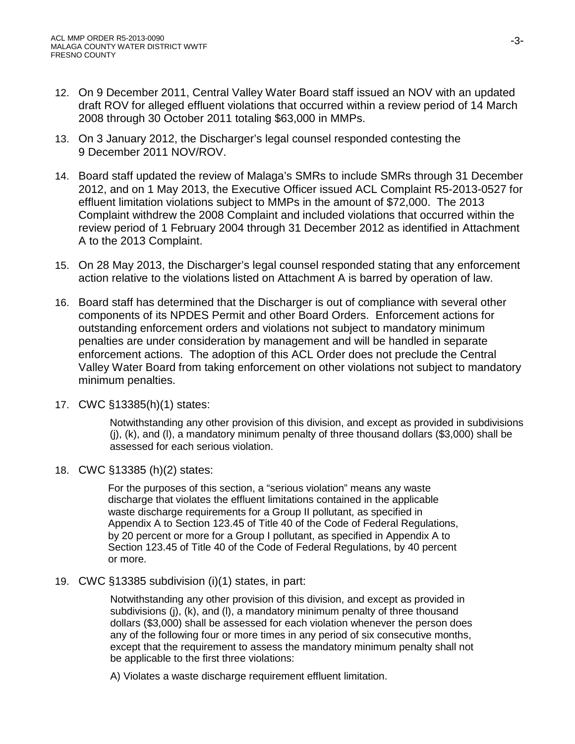12. On 9 December 2011, Central Valley Water Board staff issued an NOV with an updated draft ROV for alleged effluent violations that occurred within a review period of 14 March 2008 through 30 October 2011 totaling $63,000 in MMPs.

13. On 3 January 2012, the Discharger's legal counsel responded contesting the 9 December 2011 NOV/ROV.

14. Board staff updated the review of Malaga's SMRs to include SMRs through 31 December 2012, and on 1 May 2013, the Executive Officer issued ACL Complaint R5-2013-0527 for effluent limitation violations subject to MMPs in the amount of $72,000. The 2013 Complaint withdrew the 2008 Complaint and included violations that occurred within the review period of 1 February 2004 through 31 December 2012 as identified in Attachment A to the 2013 Complaint.

15. On 28 May 2013, the Discharger's legal counsel responded stating that any enforcement action relative to the violations listed on Attachment A is barred by operation of law.

16. Board staff has determined that the Discharger is out of compliance with several other components of its NPDES Permit and other Board Orders. Enforcement actions for outstanding enforcement orders and violations not subject to mandatory minimum penalties are under consideration by management and will be handled in separate enforcement actions. The adoption of this ACL Order does not preclude the Central Valley Water Board from taking enforcement on other violations not subject to mandatory minimum penalties.

17. CWC §13385(h)(1) states:

    > Notwithstanding any other provision of this division, and except as provided in subdivisions (j), (k), and (l), a mandatory minimum penalty of three thousand dollars ($3,000) shall be assessed for each serious violation.

18. CWC §13385 (h)(2) states:

    > For the purposes of this section, a "serious violation" means any waste discharge that violates the effluent limitations contained in the applicable waste discharge requirements for a Group II pollutant, as specified in Appendix A to Section 123.45 of Title 40 of the Code of Federal Regulations, by 20 percent or more for a Group I pollutant, as specified in Appendix A to Section 123.45 of Title 40 of the Code of Federal Regulations, by 40 percent or more.

19. CWC §13385 subdivision (i)(1) states, in part:

    > Notwithstanding any other provision of this division, and except as provided in subdivisions (j), (k), and (l), a mandatory minimum penalty of three thousand dollars ($3,000) shall be assessed for each violation whenever the person does any of the following four or more times in any period of six consecutive months, except that the requirement to assess the mandatory minimum penalty shall not be applicable to the first three violations:
    >
    > A) Violates a waste discharge requirement effluent limitation.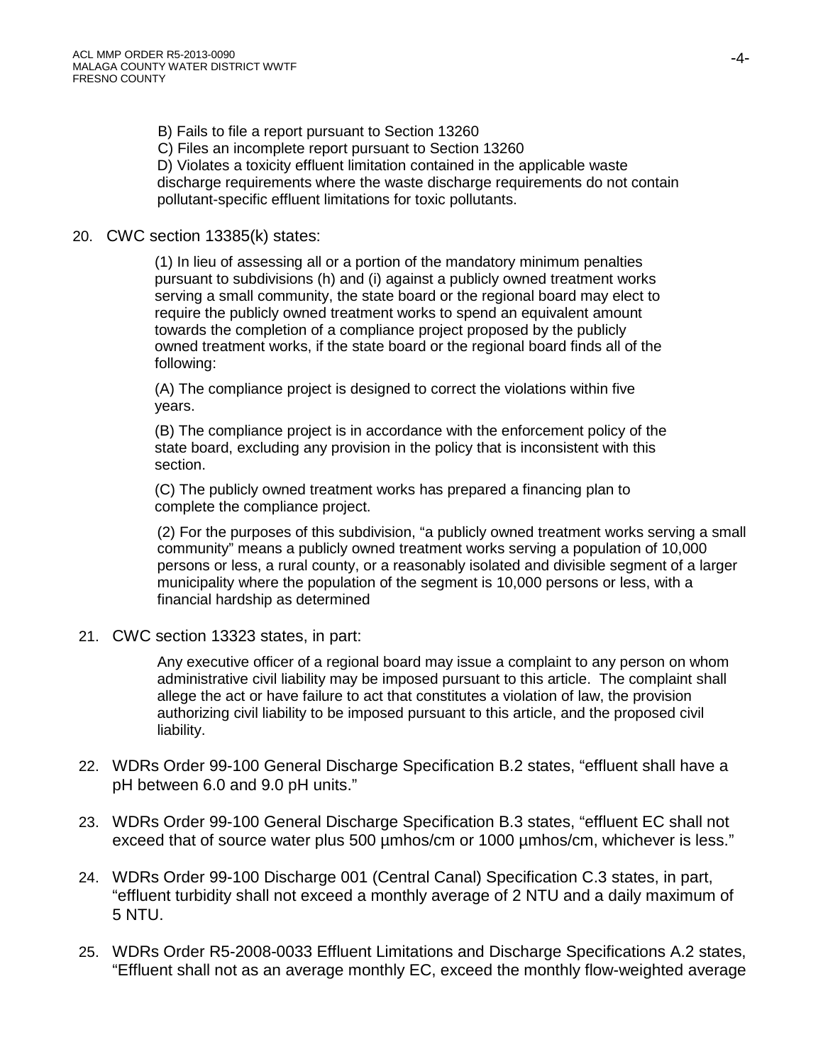B) Fails to file a report pursuant to Section 13260

C) Files an incomplete report pursuant to Section 13260

D) Violates a toxicity effluent limitation contained in the applicable waste discharge requirements where the waste discharge requirements do not contain pollutant-specific effluent limitations for toxic pollutants.

20. CWC section 13385(k) states:

    (1) In lieu of assessing all or a portion of the mandatory minimum penalties pursuant to subdivisions (h) and (i) against a publicly owned treatment works serving a small community, the state board or the regional board may elect to require the publicly owned treatment works to spend an equivalent amount towards the completion of a compliance project proposed by the publicly owned treatment works, if the state board or the regional board finds all of the following:

    (A) The compliance project is designed to correct the violations within five years.

    (B) The compliance project is in accordance with the enforcement policy of the state board, excluding any provision in the policy that is inconsistent with this section.

    (C) The publicly owned treatment works has prepared a financing plan to complete the compliance project.

    (2) For the purposes of this subdivision, "a publicly owned treatment works serving a small community" means a publicly owned treatment works serving a population of 10,000 persons or less, a rural county, or a reasonably isolated and divisible segment of a larger municipality where the population of the segment is 10,000 persons or less, with a financial hardship as determined

21. CWC section 13323 states, in part:

    Any executive officer of a regional board may issue a complaint to any person on whom administrative civil liability may be imposed pursuant to this article. The complaint shall allege the act or have failure to act that constitutes a violation of law, the provision authorizing civil liability to be imposed pursuant to this article, and the proposed civil liability.

22. WDRs Order 99-100 General Discharge Specification B.2 states, "effluent shall have a pH between 6.0 and 9.0 pH units."

23. WDRs Order 99-100 General Discharge Specification B.3 states, "effluent EC shall not exceed that of source water plus 500 µmhos/cm or 1000 µmhos/cm, whichever is less."

24. WDRs Order 99-100 Discharge 001 (Central Canal) Specification C.3 states, in part, "effluent turbidity shall not exceed a monthly average of 2 NTU and a daily maximum of 5 NTU.

25. WDRs Order R5-2008-0033 Effluent Limitations and Discharge Specifications A.2 states, "Effluent shall not as an average monthly EC, exceed the monthly flow-weighted average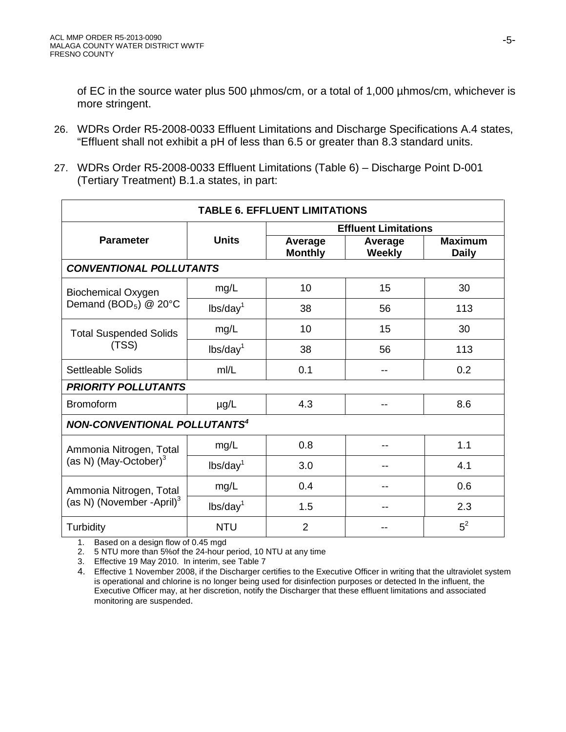of EC in the source water plus 500 µhmos/cm, or a total of 1,000 µhmos/cm, whichever is more stringent.

26. WDRs Order R5-2008-0033 Effluent Limitations and Discharge Specifications A.4 states, "Effluent shall not exhibit a pH of less than 6.5 or greater than 8.3 standard units.

27. WDRs Order R5-2008-0033 Effluent Limitations (Table 6) – Discharge Point D-001 (Tertiary Treatment) B.1.a states, in part:

| TABLE 6. EFFLUENT LIMITATIONS | | | | |
|---|---|---|---|---|
| **Parameter** | **Units** | **Effluent Limitations** | | |
| | | **Average Monthly** | **Average Weekly** | **Maximum Daily** |
| ***CONVENTIONAL POLLUTANTS*** | | | | |
| Biochemical Oxygen Demand ($BOD_5$) @ 20°C | mg/L | 10 | 15 | 30 |
| | lbs/day[1] | 38 | 56 | 113 |
| Total Suspended Solids (TSS) | mg/L | 10 | 15 | 30 |
| | lbs/day[1] | 38 | 56 | 113 |
| Settleable Solids | ml/L | 0.1 | -- | 0.2 |
| ***PRIORITY POLLUTANTS*** | | | | |
| Bromoform | µg/L | 4.3 | -- | 8.6 |
| ***NON-CONVENTIONAL POLLUTANTS***[4] | | | | |
| Ammonia Nitrogen, Total (as N) (May-October)[3] | mg/L | 0.8 | -- | 1.1 |
| | lbs/day[1] | 3.0 | -- | 4.1 |
| Ammonia Nitrogen, Total (as N) (November -April)[3] | mg/L | 0.4 | -- | 0.6 |
| | lbs/day[1] | 1.5 | -- | 2.3 |
| Turbidity | NTU | 2 | -- | 5[2] |

1. Based on a design flow of 0.45 mgd
2. 5 NTU more than 5%of the 24-hour period, 10 NTU at any time
3. Effective 19 May 2010. In interim, see Table 7
4. Effective 1 November 2008, if the Discharger certifies to the Executive Officer in writing that the ultraviolet system is operational and chlorine is no longer being used for disinfection purposes or detected In the influent, the Executive Officer may, at her discretion, notify the Discharger that these effluent limitations and associated monitoring are suspended.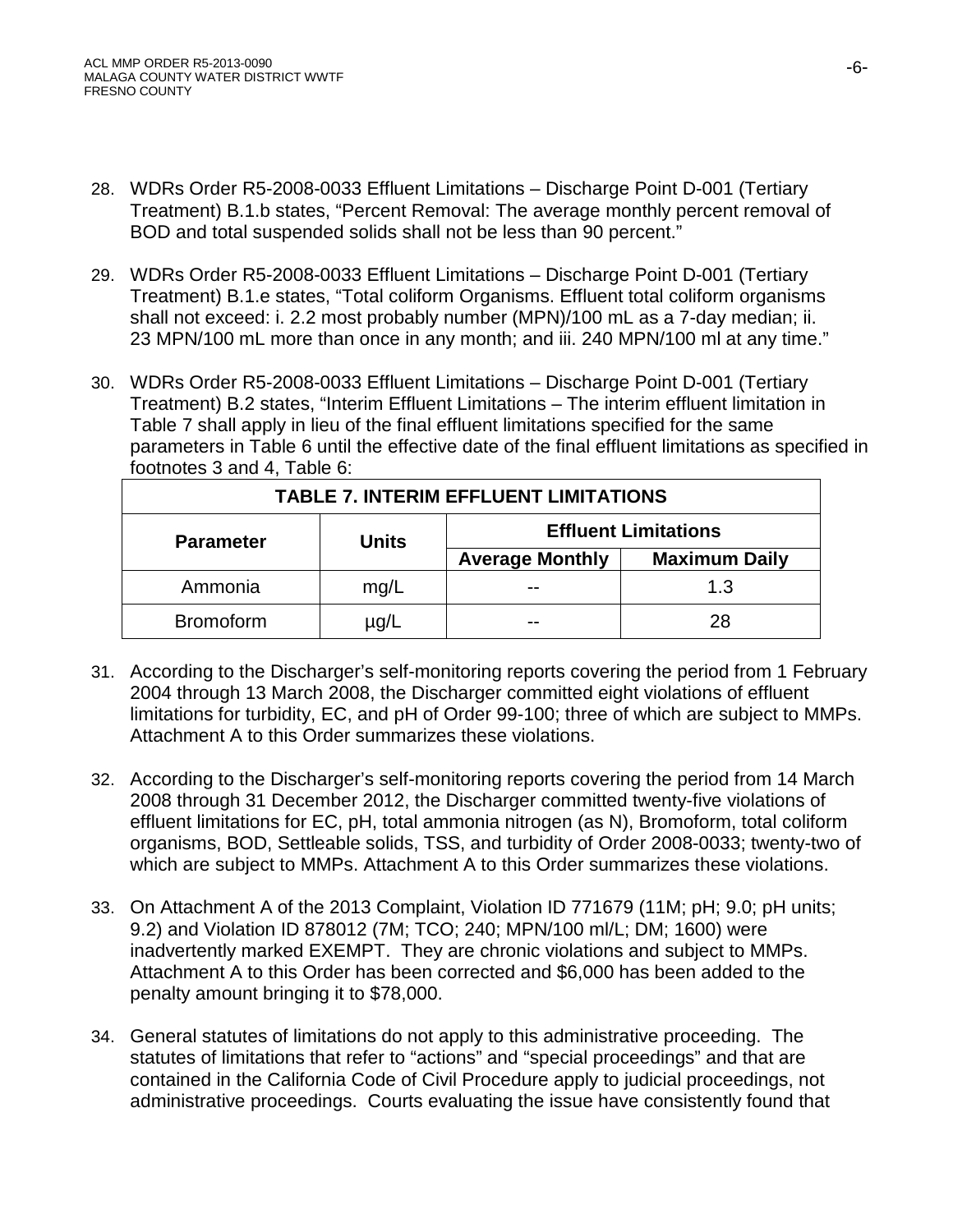28. WDRs Order R5-2008-0033 Effluent Limitations – Discharge Point D-001 (Tertiary Treatment) B.1.b states, "Percent Removal: The average monthly percent removal of BOD and total suspended solids shall not be less than 90 percent."

29. WDRs Order R5-2008-0033 Effluent Limitations – Discharge Point D-001 (Tertiary Treatment) B.1.e states, "Total coliform Organisms. Effluent total coliform organisms shall not exceed: i. 2.2 most probably number (MPN)/100 mL as a 7-day median; ii. 23 MPN/100 mL more than once in any month; and iii. 240 MPN/100 ml at any time."

30. WDRs Order R5-2008-0033 Effluent Limitations – Discharge Point D-001 (Tertiary Treatment) B.2 states, "Interim Effluent Limitations – The interim effluent limitation in Table 7 shall apply in lieu of the final effluent limitations specified for the same parameters in Table 6 until the effective date of the final effluent limitations as specified in footnotes 3 and 4, Table 6:

| TABLE 7. INTERIM EFFLUENT LIMITATIONS | | | |
|---|---|---|---|
| **Parameter** | **Units** | **Effluent Limitations** | |
| | | **Average Monthly** | **Maximum Daily** |
| Ammonia | mg/L | -- | 1.3 |
| Bromoform | µg/L | -- | 28 |

31. According to the Discharger's self-monitoring reports covering the period from 1 February 2004 through 13 March 2008, the Discharger committed eight violations of effluent limitations for turbidity, EC, and pH of Order 99-100; three of which are subject to MMPs. Attachment A to this Order summarizes these violations.

32. According to the Discharger's self-monitoring reports covering the period from 14 March 2008 through 31 December 2012, the Discharger committed twenty-five violations of effluent limitations for EC, pH, total ammonia nitrogen (as N), Bromoform, total coliform organisms, BOD, Settleable solids, TSS, and turbidity of Order 2008-0033; twenty-two of which are subject to MMPs. Attachment A to this Order summarizes these violations.

33. On Attachment A of the 2013 Complaint, Violation ID 771679 (11M; pH; 9.0; pH units; 9.2) and Violation ID 878012 (7M; TCO; 240; MPN/100 ml/L; DM; 1600) were inadvertently marked EXEMPT. They are chronic violations and subject to MMPs. Attachment A to this Order has been corrected and $6,000 has been added to the penalty amount bringing it to $78,000.

34. General statutes of limitations do not apply to this administrative proceeding. The statutes of limitations that refer to "actions" and "special proceedings" and that are contained in the California Code of Civil Procedure apply to judicial proceedings, not administrative proceedings. Courts evaluating the issue have consistently found that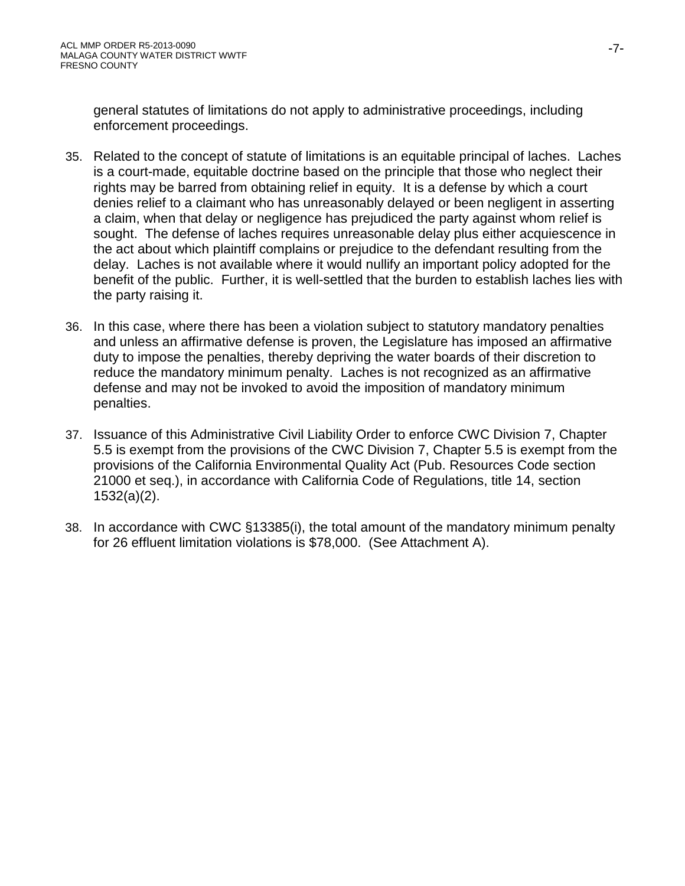general statutes of limitations do not apply to administrative proceedings, including enforcement proceedings.

35. Related to the concept of statute of limitations is an equitable principal of laches. Laches is a court-made, equitable doctrine based on the principle that those who neglect their rights may be barred from obtaining relief in equity. It is a defense by which a court denies relief to a claimant who has unreasonably delayed or been negligent in asserting a claim, when that delay or negligence has prejudiced the party against whom relief is sought. The defense of laches requires unreasonable delay plus either acquiescence in the act about which plaintiff complains or prejudice to the defendant resulting from the delay. Laches is not available where it would nullify an important policy adopted for the benefit of the public. Further, it is well-settled that the burden to establish laches lies with the party raising it.

36. In this case, where there has been a violation subject to statutory mandatory penalties and unless an affirmative defense is proven, the Legislature has imposed an affirmative duty to impose the penalties, thereby depriving the water boards of their discretion to reduce the mandatory minimum penalty. Laches is not recognized as an affirmative defense and may not be invoked to avoid the imposition of mandatory minimum penalties.

37. Issuance of this Administrative Civil Liability Order to enforce CWC Division 7, Chapter 5.5 is exempt from the provisions of the CWC Division 7, Chapter 5.5 is exempt from the provisions of the California Environmental Quality Act (Pub. Resources Code section 21000 et seq.), in accordance with California Code of Regulations, title 14, section 1532(a)(2).

38. In accordance with CWC §13385(i), the total amount of the mandatory minimum penalty for 26 effluent limitation violations is $78,000. (See Attachment A).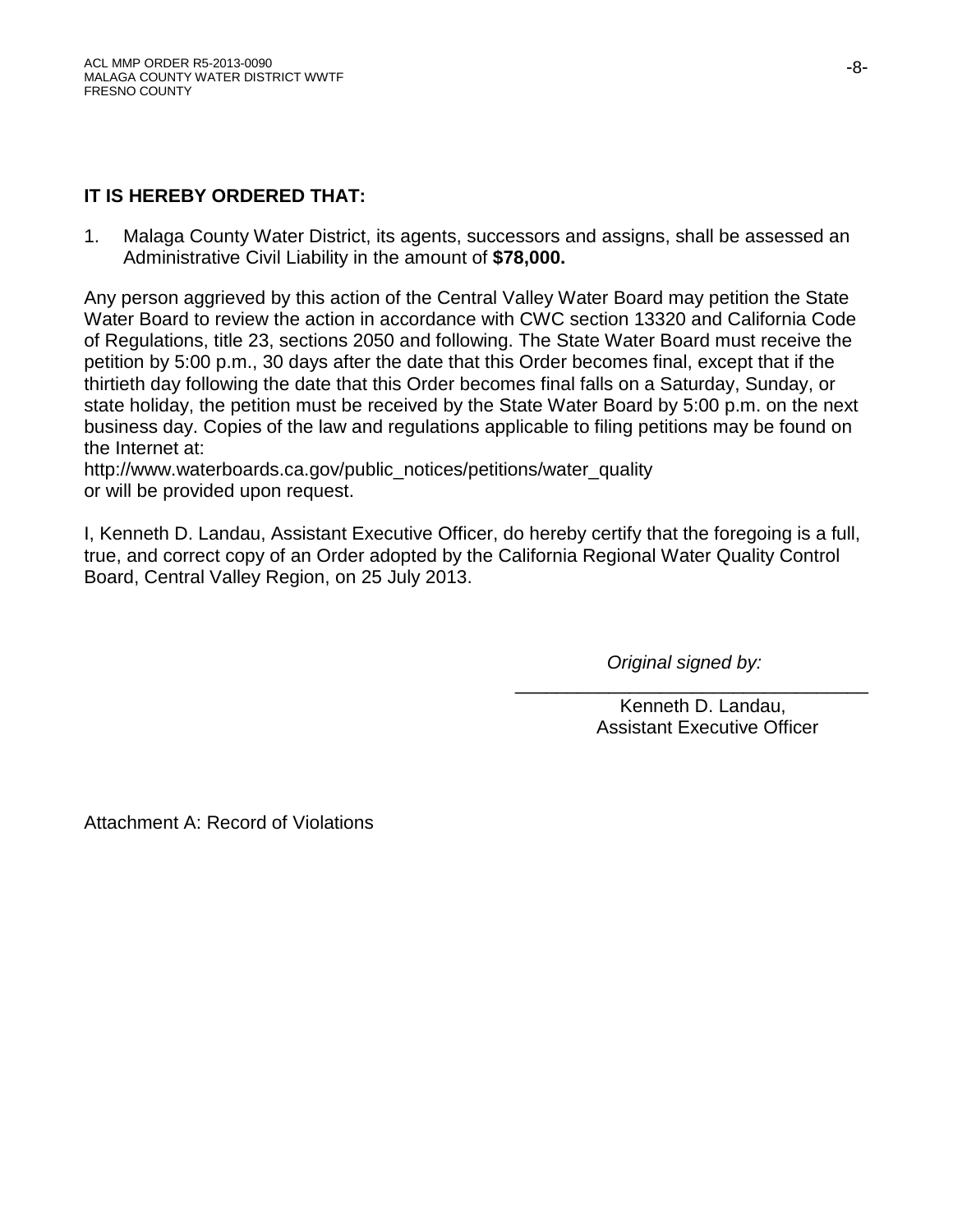**IT IS HEREBY ORDERED THAT:**

1. Malaga County Water District, its agents, successors and assigns, shall be assessed an Administrative Civil Liability in the amount of **$78,000.**

Any person aggrieved by this action of the Central Valley Water Board may petition the State Water Board to review the action in accordance with CWC section 13320 and California Code of Regulations, title 23, sections 2050 and following. The State Water Board must receive the petition by 5:00 p.m., 30 days after the date that this Order becomes final, except that if the thirtieth day following the date that this Order becomes final falls on a Saturday, Sunday, or state holiday, the petition must be received by the State Water Board by 5:00 p.m. on the next business day. Copies of the law and regulations applicable to filing petitions may be found on the Internet at:
http://www.waterboards.ca.gov/public_notices/petitions/water_quality
or will be provided upon request.

I, Kenneth D. Landau, Assistant Executive Officer, do hereby certify that the foregoing is a full, true, and correct copy of an Order adopted by the California Regional Water Quality Control Board, Central Valley Region, on 25 July 2013.

*Original signed by:*

\_\_\_\_\_\_\_\_\_\_\_\_\_\_\_\_\_\_\_\_\_\_\_\_\_\_\_\_\_\_\_\_\_\_\_

Kenneth D. Landau,
Assistant Executive Officer

Attachment A: Record of Violations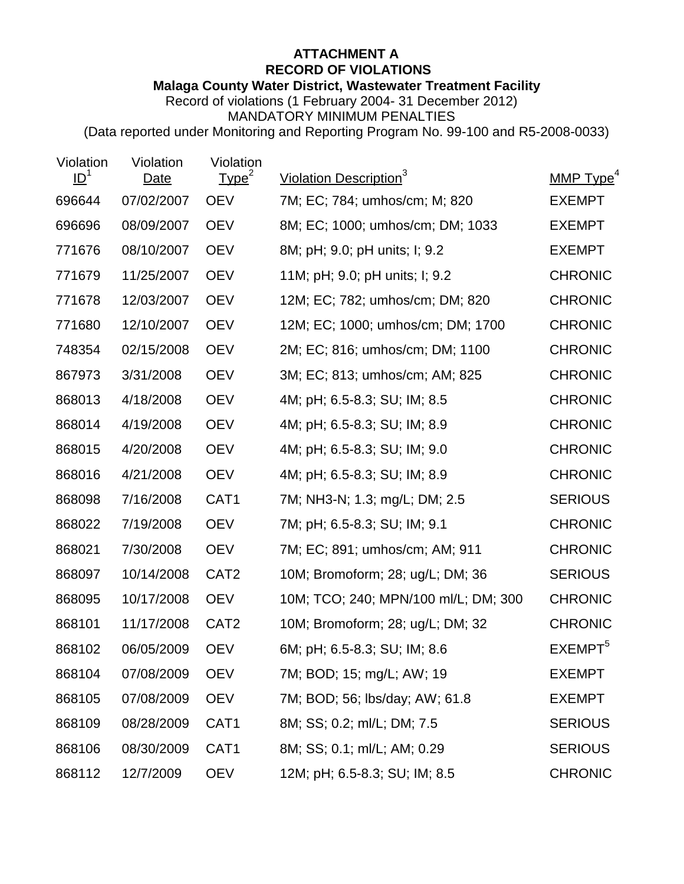**ATTACHMENT A**
**RECORD OF VIOLATIONS**
**Malaga County Water District, Wastewater Treatment Facility**
Record of violations (1 February 2004- 31 December 2012)
MANDATORY MINIMUM PENALTIES
(Data reported under Monitoring and Reporting Program No. 99-100 and R5-2008-0033)

| Violation ID[1] | Violation Date | Violation Type[2] | Violation Description[3] | MMP Type[4] |
|---|---|---|---|---|
| 696644 | 07/02/2007 | OEV | 7M; EC; 784; umhos/cm; M; 820 | EXEMPT |
| 696696 | 08/09/2007 | OEV | 8M; EC; 1000; umhos/cm; DM; 1033 | EXEMPT |
| 771676 | 08/10/2007 | OEV | 8M; pH; 9.0; pH units; I; 9.2 | EXEMPT |
| 771679 | 11/25/2007 | OEV | 11M; pH; 9.0; pH units; I; 9.2 | CHRONIC |
| 771678 | 12/03/2007 | OEV | 12M; EC; 782; umhos/cm; DM; 820 | CHRONIC |
| 771680 | 12/10/2007 | OEV | 12M; EC; 1000; umhos/cm; DM; 1700 | CHRONIC |
| 748354 | 02/15/2008 | OEV | 2M; EC; 816; umhos/cm; DM; 1100 | CHRONIC |
| 867973 | 3/31/2008 | OEV | 3M; EC; 813; umhos/cm; AM; 825 | CHRONIC |
| 868013 | 4/18/2008 | OEV | 4M; pH; 6.5-8.3; SU; IM; 8.5 | CHRONIC |
| 868014 | 4/19/2008 | OEV | 4M; pH; 6.5-8.3; SU; IM; 8.9 | CHRONIC |
| 868015 | 4/20/2008 | OEV | 4M; pH; 6.5-8.3; SU; IM; 9.0 | CHRONIC |
| 868016 | 4/21/2008 | OEV | 4M; pH; 6.5-8.3; SU; IM; 8.9 | CHRONIC |
| 868098 | 7/16/2008 | CAT1 | 7M; NH3-N; 1.3; mg/L; DM; 2.5 | SERIOUS |
| 868022 | 7/19/2008 | OEV | 7M; pH; 6.5-8.3; SU; IM; 9.1 | CHRONIC |
| 868021 | 7/30/2008 | OEV | 7M; EC; 891; umhos/cm; AM; 911 | CHRONIC |
| 868097 | 10/14/2008 | CAT2 | 10M; Bromoform; 28; ug/L; DM; 36 | SERIOUS |
| 868095 | 10/17/2008 | OEV | 10M; TCO; 240; MPN/100 ml/L; DM; 300 | CHRONIC |
| 868101 | 11/17/2008 | CAT2 | 10M; Bromoform; 28; ug/L; DM; 32 | CHRONIC |
| 868102 | 06/05/2009 | OEV | 6M; pH; 6.5-8.3; SU; IM; 8.6 | EXEMPT[5] |
| 868104 | 07/08/2009 | OEV | 7M; BOD; 15; mg/L; AW; 19 | EXEMPT |
| 868105 | 07/08/2009 | OEV | 7M; BOD; 56; lbs/day; AW; 61.8 | EXEMPT |
| 868109 | 08/28/2009 | CAT1 | 8M; SS; 0.2; ml/L; DM; 7.5 | SERIOUS |
| 868106 | 08/30/2009 | CAT1 | 8M; SS; 0.1; ml/L; AM; 0.29 | SERIOUS |
| 868112 | 12/7/2009 | OEV | 12M; pH; 6.5-8.3; SU; IM; 8.5 | CHRONIC |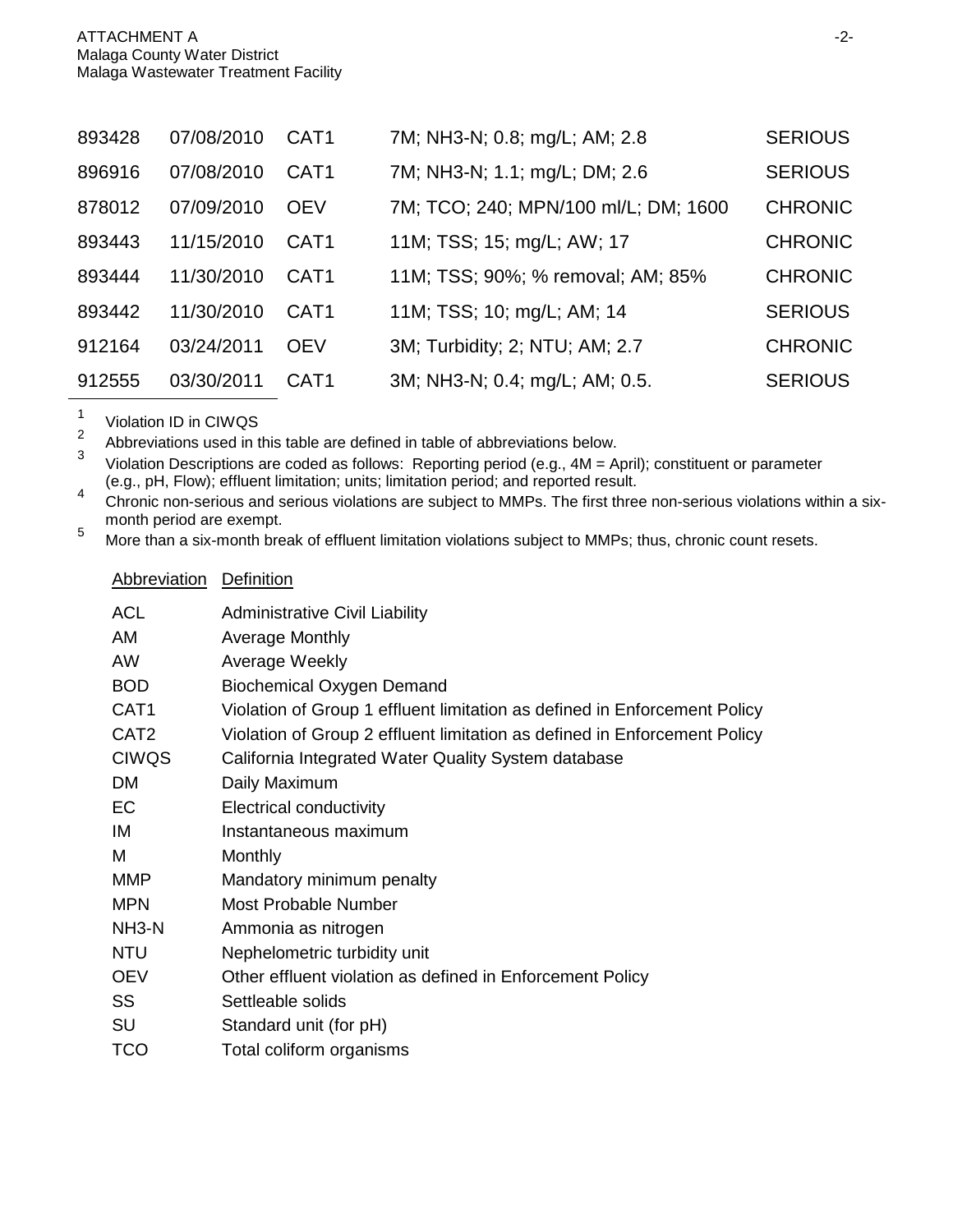| | | | | |
|---|---|---|---|---|
| 893428 | 07/08/2010 | CAT1 | 7M; NH3-N; 0.8; mg/L; AM; 2.8 | SERIOUS |
| 896916 | 07/08/2010 | CAT1 | 7M; NH3-N; 1.1; mg/L; DM; 2.6 | SERIOUS |
| 878012 | 07/09/2010 | OEV | 7M; TCO; 240; MPN/100 ml/L; DM; 1600 | CHRONIC |
| 893443 | 11/15/2010 | CAT1 | 11M; TSS; 15; mg/L; AW; 17 | CHRONIC |
| 893444 | 11/30/2010 | CAT1 | 11M; TSS; 90%; % removal; AM; 85% | CHRONIC |
| 893442 | 11/30/2010 | CAT1 | 11M; TSS; 10; mg/L; AM; 14 | SERIOUS |
| 912164 | 03/24/2011 | OEV | 3M; Turbidity; 2; NTU; AM; 2.7 | CHRONIC |
| 912555 | 03/30/2011 | CAT1 | 3M; NH3-N; 0.4; mg/L; AM; 0.5. | SERIOUS |

[1] Violation ID in CIWQS

[2] Abbreviations used in this table are defined in table of abbreviations below.

[3] Violation Descriptions are coded as follows: Reporting period (e.g., 4M = April); constituent or parameter (e.g., pH, Flow); effluent limitation; units; limitation period; and reported result.

[4] Chronic non-serious and serious violations are subject to MMPs. The first three non-serious violations within a six-month period are exempt.

[5] More than a six-month break of effluent limitation violations subject to MMPs; thus, chronic count resets.

| Abbreviation | Definition |
|---|---|
| ACL | Administrative Civil Liability |
| AM | Average Monthly |
| AW | Average Weekly |
| BOD | Biochemical Oxygen Demand |
| CAT1 | Violation of Group 1 effluent limitation as defined in Enforcement Policy |
| CAT2 | Violation of Group 2 effluent limitation as defined in Enforcement Policy |
| CIWQS | California Integrated Water Quality System database |
| DM | Daily Maximum |
| EC | Electrical conductivity |
| IM | Instantaneous maximum |
| M | Monthly |
| MMP | Mandatory minimum penalty |
| MPN | Most Probable Number |
| NH3-N | Ammonia as nitrogen |
| NTU | Nephelometric turbidity unit |
| OEV | Other effluent violation as defined in Enforcement Policy |
| SS | Settleable solids |
| SU | Standard unit (for pH) |
| TCO | Total coliform organisms |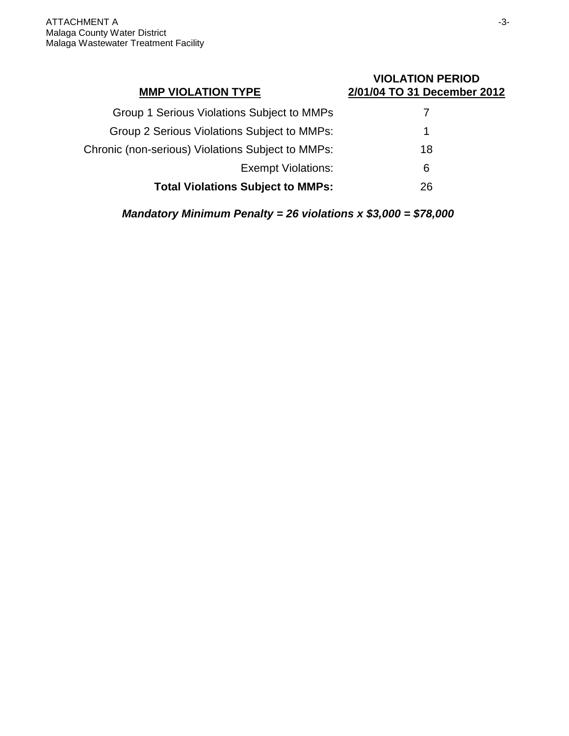| MMP VIOLATION TYPE | VIOLATION PERIOD 2/01/04 TO 31 December 2012 |
|---|---|
| Group 1 Serious Violations Subject to MMPs | 7 |
| Group 2 Serious Violations Subject to MMPs: | 1 |
| Chronic (non-serious) Violations Subject to MMPs: | 18 |
| Exempt Violations: | 6 |
| **Total Violations Subject to MMPs:** | 26 |

***Mandatory Minimum Penalty = 26 violations x $3,000 = $78,000***